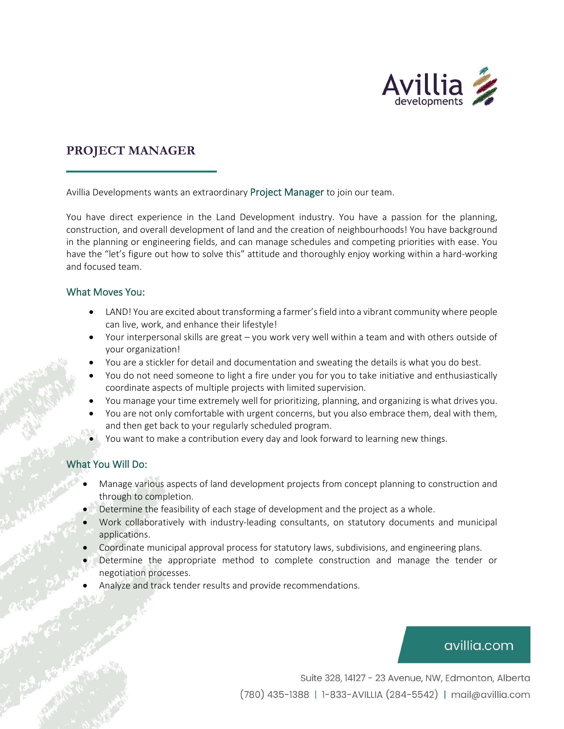# PROJECT MANAGER

Avillia Developments wants an extraordinary Project Manager to join our team.

You have direct experience in the Land Development industry. You have a passion for the planning, construction, and overall development of land and the creation of neighbourhoods! You have background in the planning or engineering fields, and can manage schedules and competing priorities with ease. You have the "let's figure out how to solve this" attitude and thoroughly enjoy working within a hard-working and focused team.

## What Moves You:

- LAND! You are excited about transforming a farmer's field into a vibrant community where people can live, work, and enhance their lifestyle!
- Your interpersonal skills are great – you work very well within a team and with others outside of your organization!
- You are a stickler for detail and documentation and sweating the details is what you do best.
- You do not need someone to light a fire under you for you to take initiative and enthusiastically coordinate aspects of multiple projects with limited supervision.
- You manage your time extremely well for prioritizing, planning, and organizing is what drives you.
- You are not only comfortable with urgent concerns, but you also embrace them, deal with them, and then get back to your regularly scheduled program.
- You want to make a contribution every day and look forward to learning new things.

## What You Will Do:

- Manage various aspects of land development projects from concept planning to construction and through to completion.
- Determine the feasibility of each stage of development and the project as a whole.
- Work collaboratively with industry-leading consultants, on statutory documents and municipal applications.
- Coordinate municipal approval process for statutory laws, subdivisions, and engineering plans.
- Determine the appropriate method to complete construction and manage the tender or negotiation processes.
- Analyze and track tender results and provide recommendations.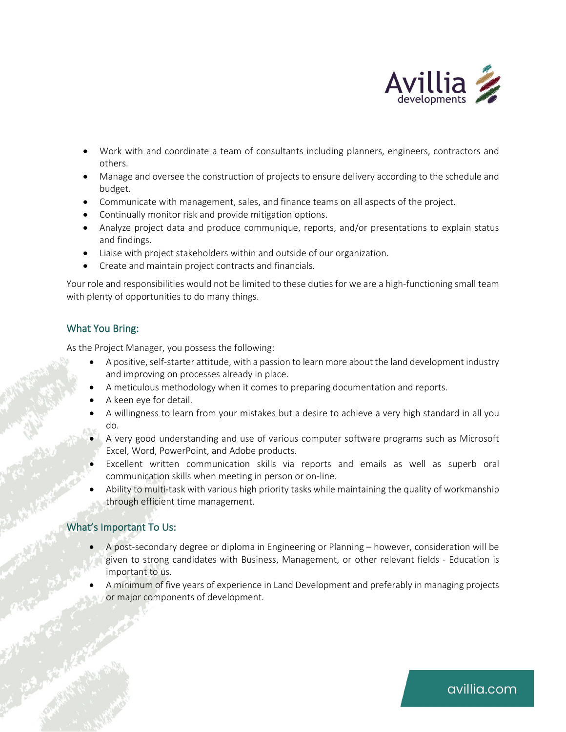- Work with and coordinate a team of consultants including planners, engineers, contractors and others.
- Manage and oversee the construction of projects to ensure delivery according to the schedule and budget.
- Communicate with management, sales, and finance teams on all aspects of the project.
- Continually monitor risk and provide mitigation options.
- Analyze project data and produce communique, reports, and/or presentations to explain status and findings.
- Liaise with project stakeholders within and outside of our organization.
- Create and maintain project contracts and financials.

Your role and responsibilities would not be limited to these duties for we are a high-functioning small team with plenty of opportunities to do many things.

## What You Bring:

As the Project Manager, you possess the following:

- A positive, self-starter attitude, with a passion to learn more about the land development industry and improving on processes already in place.
- A meticulous methodology when it comes to preparing documentation and reports.
- A keen eye for detail.
- A willingness to learn from your mistakes but a desire to achieve a very high standard in all you do.
- A very good understanding and use of various computer software programs such as Microsoft Excel, Word, PowerPoint, and Adobe products.
- Excellent written communication skills via reports and emails as well as superb oral communication skills when meeting in person or on-line.
- Ability to multi-task with various high priority tasks while maintaining the quality of workmanship through efficient time management.

## What's Important To Us:

- A post-secondary degree or diploma in Engineering or Planning – however, consideration will be given to strong candidates with Business, Management, or other relevant fields - Education is important to us.
- A minimum of five years of experience in Land Development and preferably in managing projects or major components of development.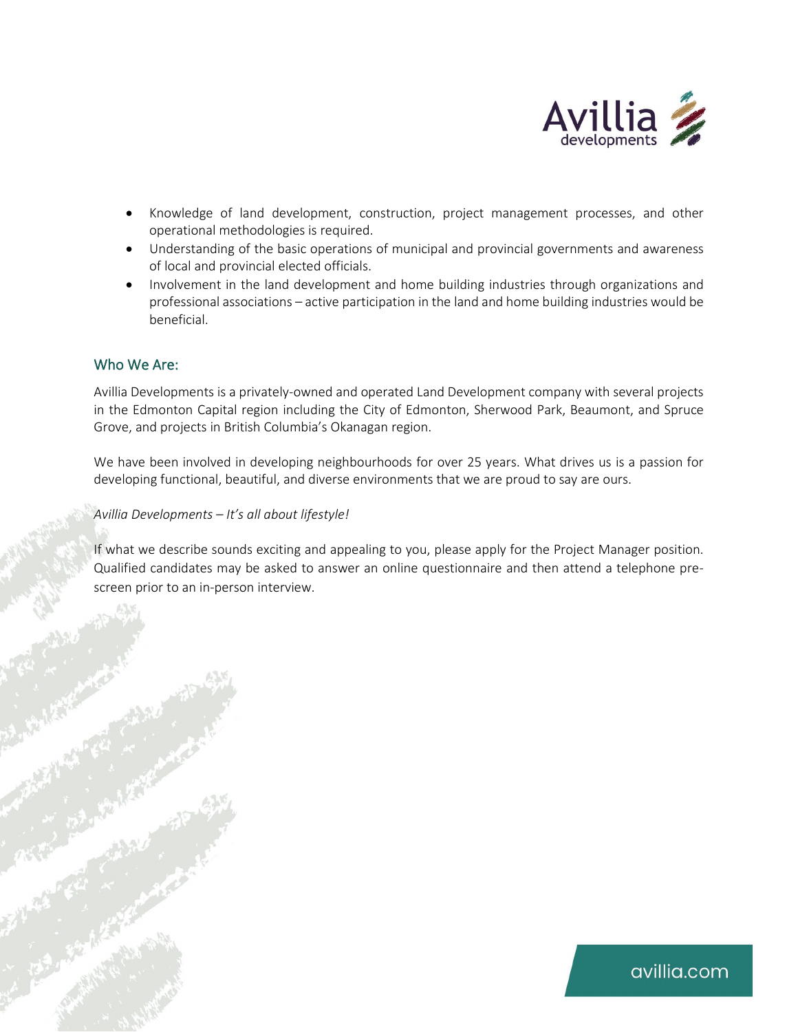- Knowledge of land development, construction, project management processes, and other operational methodologies is required.
- Understanding of the basic operations of municipal and provincial governments and awareness of local and provincial elected officials.
- Involvement in the land development and home building industries through organizations and professional associations – active participation in the land and home building industries would be beneficial.

## Who We Are:

Avillia Developments is a privately-owned and operated Land Development company with several projects in the Edmonton Capital region including the City of Edmonton, Sherwood Park, Beaumont, and Spruce Grove, and projects in British Columbia's Okanagan region.

We have been involved in developing neighbourhoods for over 25 years. What drives us is a passion for developing functional, beautiful, and diverse environments that we are proud to say are ours.

*Avillia Developments – It's all about lifestyle!*

If what we describe sounds exciting and appealing to you, please apply for the Project Manager position. Qualified candidates may be asked to answer an online questionnaire and then attend a telephone pre-screen prior to an in-person interview.